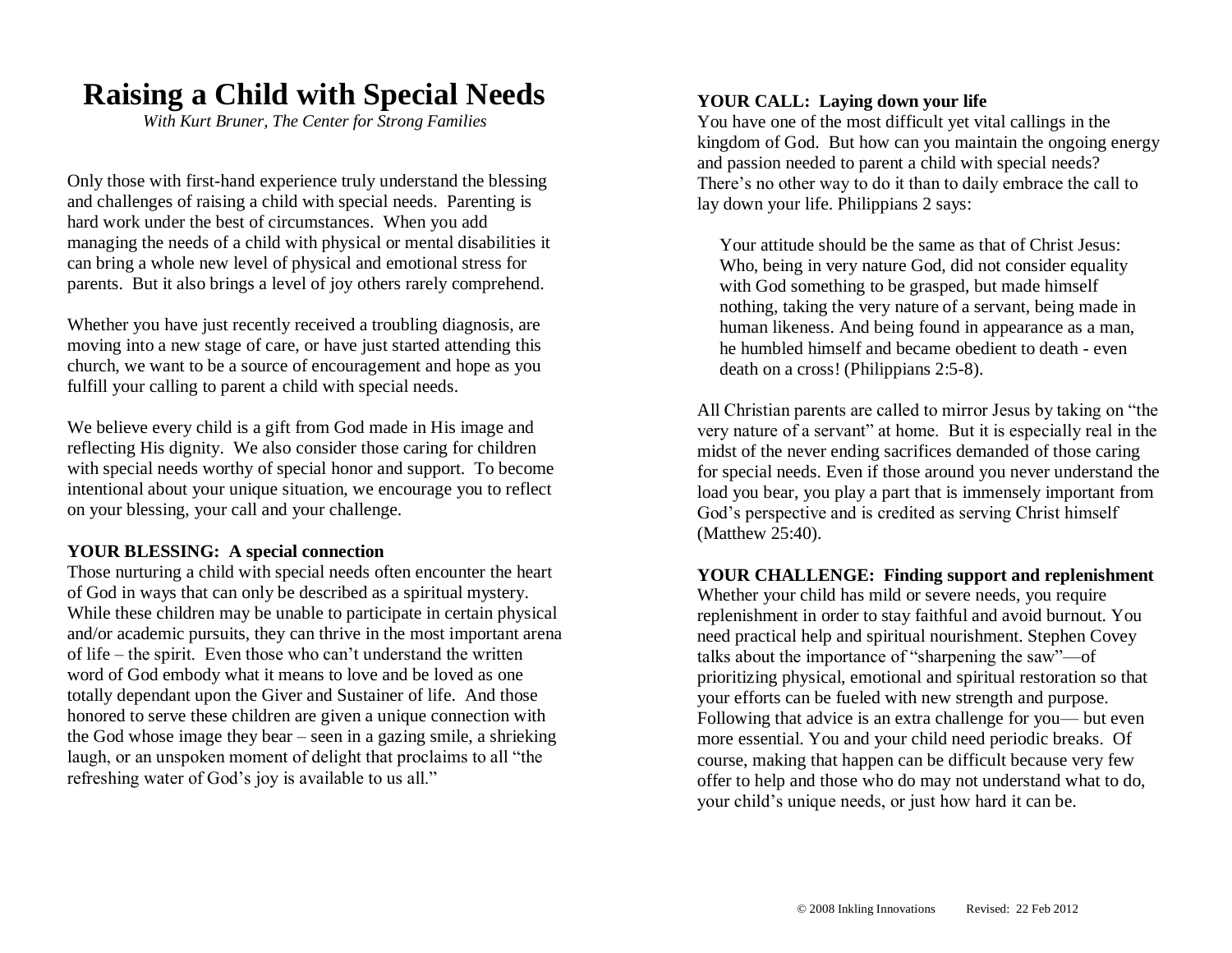# Raising a Child with Special Needs

*With Kurt Bruner, The Center for Strong Families*

Only those with first-hand experience truly understand the blessing and challenges of raising a child with special needs. Parenting is hard work under the best of circumstances. When you add managing the needs of a child with physical or mental disabilities it can bring a whole new level of physical and emotional stress for parents. But it also brings a level of joy others rarely comprehend.

Whether you have just recently received a troubling diagnosis, are moving into a new stage of care, or have just started attending this church, we want to be a source of encouragement and hope as you fulfill your calling to parent a child with special needs.

We believe every child is a gift from God made in His image and reflecting His dignity. We also consider those caring for children with special needs worthy of special honor and support. To become intentional about your unique situation, we encourage you to reflect on your blessing, your call and your challenge.

**YOUR BLESSING: A special connection**

Those nurturing a child with special needs often encounter the heart of God in ways that can only be described as a spiritual mystery. While these children may be unable to participate in certain physical and/or academic pursuits, they can thrive in the most important arena of life – the spirit. Even those who can't understand the written word of God embody what it means to love and be loved as one totally dependant upon the Giver and Sustainer of life. And those honored to serve these children are given a unique connection with the God whose image they bear – seen in a gazing smile, a shrieking laugh, or an unspoken moment of delight that proclaims to all "the refreshing water of God's joy is available to us all."

**YOUR CALL: Laying down your life**

You have one of the most difficult yet vital callings in the kingdom of God. But how can you maintain the ongoing energy and passion needed to parent a child with special needs? There's no other way to do it than to daily embrace the call to lay down your life. Philippians 2 says:

> Your attitude should be the same as that of Christ Jesus: Who, being in very nature God, did not consider equality with God something to be grasped, but made himself nothing, taking the very nature of a servant, being made in human likeness. And being found in appearance as a man, he humbled himself and became obedient to death - even death on a cross! (Philippians 2:5-8).

All Christian parents are called to mirror Jesus by taking on "the very nature of a servant" at home. But it is especially real in the midst of the never ending sacrifices demanded of those caring for special needs. Even if those around you never understand the load you bear, you play a part that is immensely important from God's perspective and is credited as serving Christ himself (Matthew 25:40).

**YOUR CHALLENGE: Finding support and replenishment**

Whether your child has mild or severe needs, you require replenishment in order to stay faithful and avoid burnout. You need practical help and spiritual nourishment. Stephen Covey talks about the importance of "sharpening the saw"—of prioritizing physical, emotional and spiritual restoration so that your efforts can be fueled with new strength and purpose. Following that advice is an extra challenge for you— but even more essential. You and your child need periodic breaks. Of course, making that happen can be difficult because very few offer to help and those who do may not understand what to do, your child's unique needs, or just how hard it can be.

© 2008 Inkling Innovations Revised: 22 Feb 2012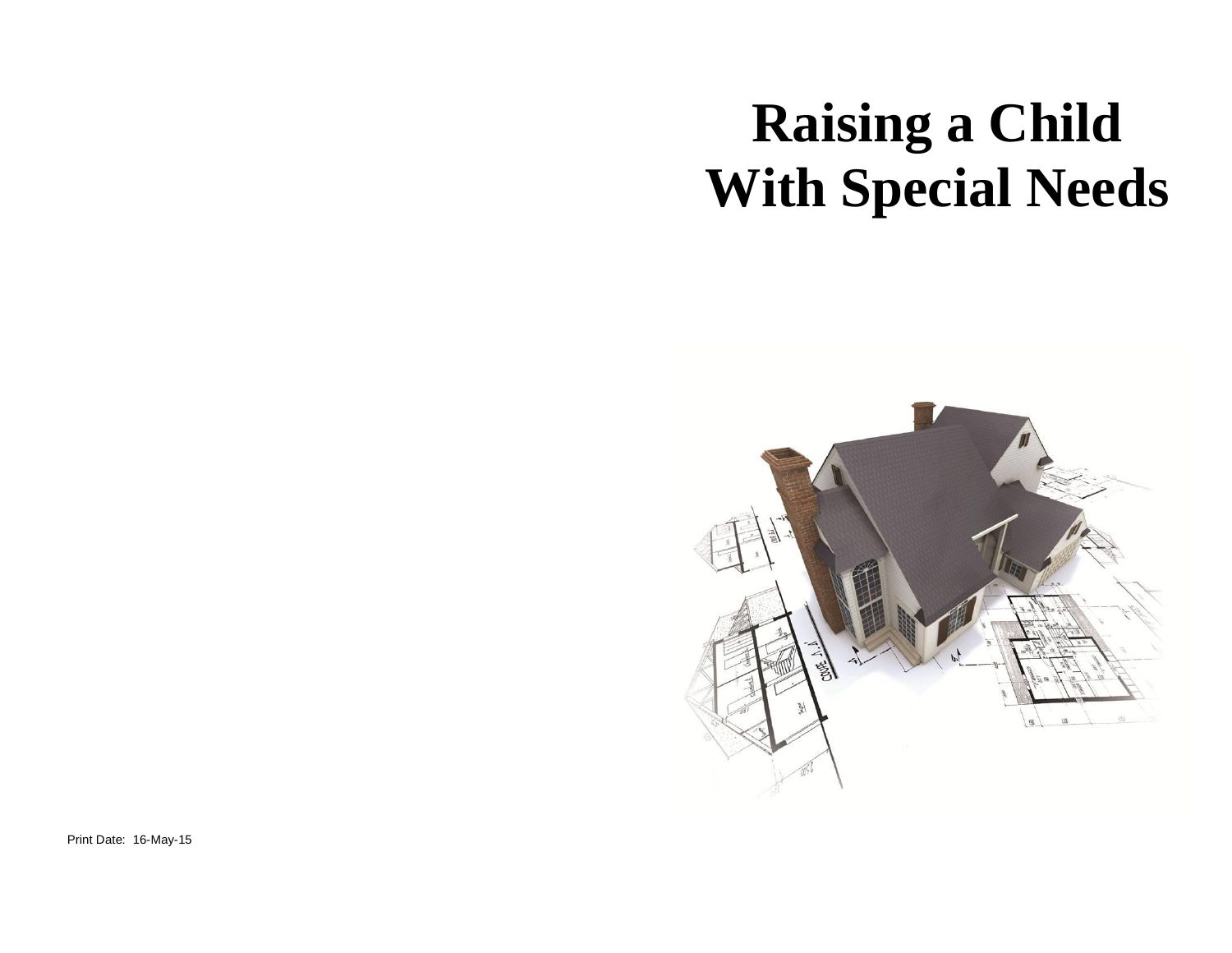# Raising a Child With Special Needs

Print Date: 16-May-15